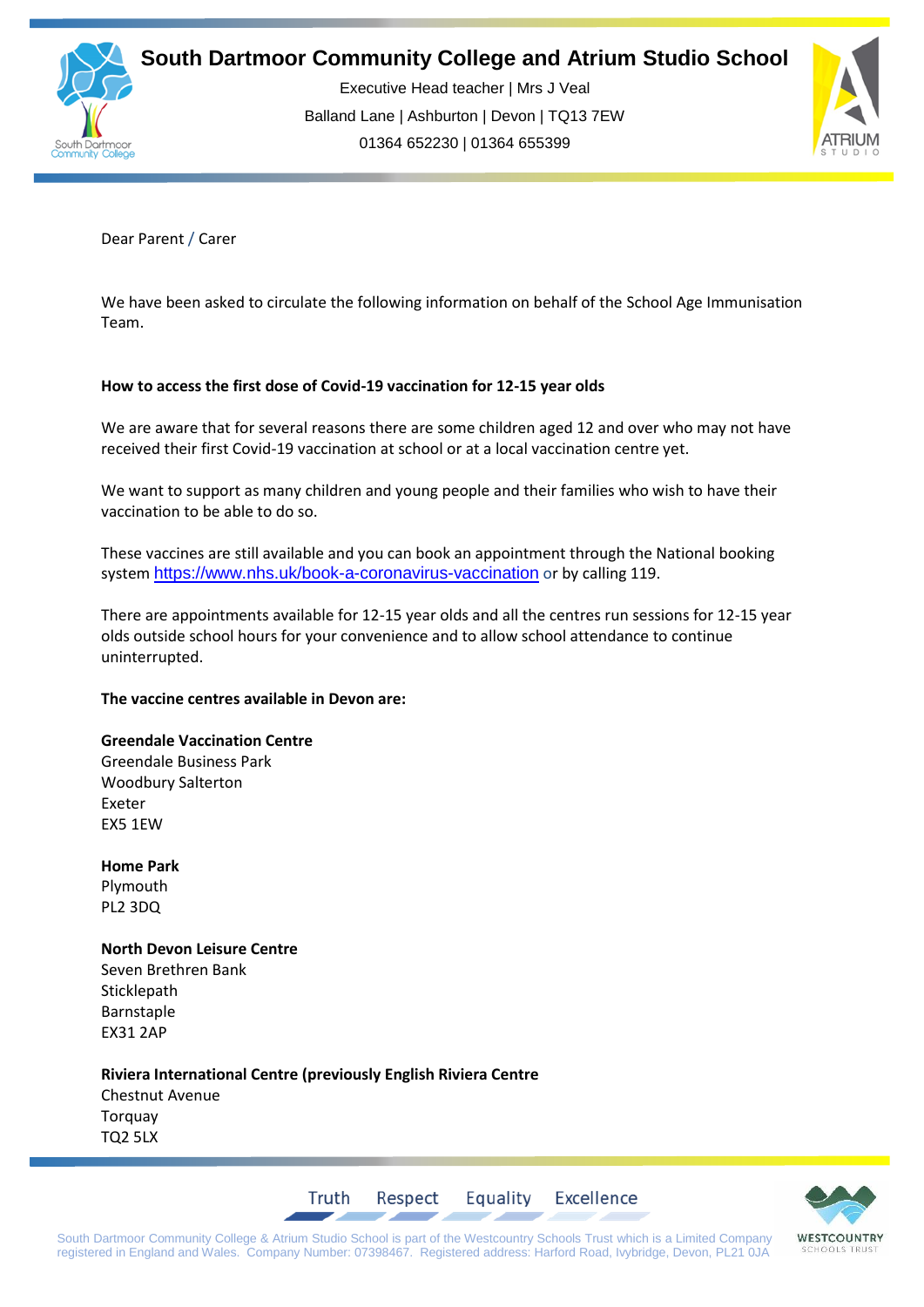# South Dartmoor Community College and Atrium Studio School

Executive Head teacher | Mrs J Veal
Balland Lane | Ashburton | Devon | TQ13 7EW
01364 652230 | 01364 655399

Dear Parent / Carer

We have been asked to circulate the following information on behalf of the School Age Immunisation Team.

**How to access the first dose of Covid-19 vaccination for 12-15 year olds**

We are aware that for several reasons there are some children aged 12 and over who may not have received their first Covid-19 vaccination at school or at a local vaccination centre yet.

We want to support as many children and young people and their families who wish to have their vaccination to be able to do so.

These vaccines are still available and you can book an appointment through the National booking system https://www.nhs.uk/book-a-coronavirus-vaccination or by calling 119.

There are appointments available for 12-15 year olds and all the centres run sessions for 12-15 year olds outside school hours for your convenience and to allow school attendance to continue uninterrupted.

**The vaccine centres available in Devon are:**

**Greendale Vaccination Centre**
Greendale Business Park
Woodbury Salterton
Exeter
EX5 1EW

**Home Park**
Plymouth
PL2 3DQ

**North Devon Leisure Centre**
Seven Brethren Bank
Sticklepath
Barnstaple
EX31 2AP

**Riviera International Centre (previously English Riviera Centre**
Chestnut Avenue
Torquay
TQ2 5LX

Truth Respect Equality Excellence

South Dartmoor Community College & Atrium Studio School is part of the Westcountry Schools Trust which is a Limited Company registered in England and Wales. Company Number: 07398467. Registered address: Harford Road, Ivybridge, Devon, PL21 0JA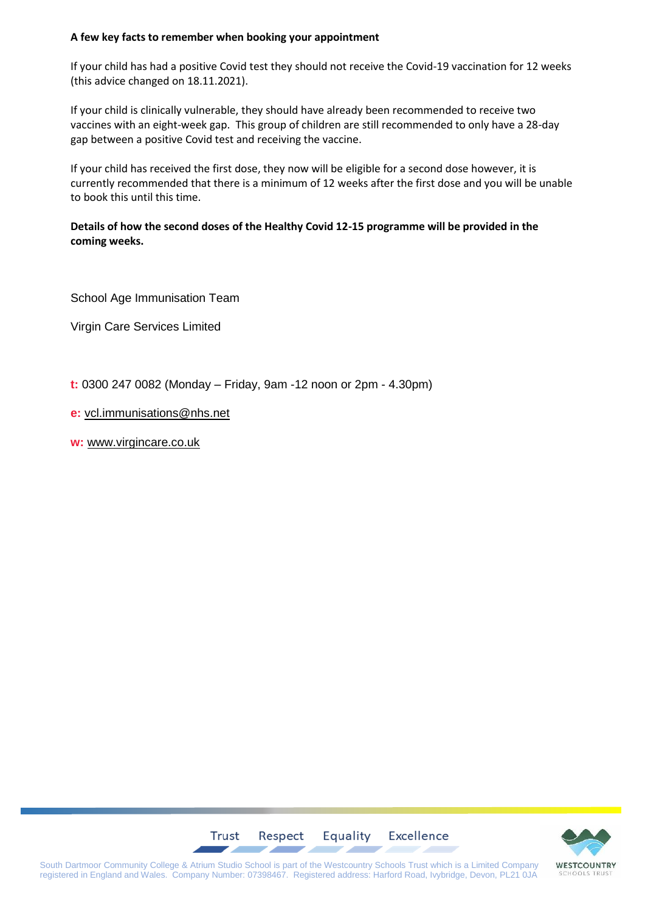**A few key facts to remember when booking your appointment**

If your child has had a positive Covid test they should not receive the Covid-19 vaccination for 12 weeks (this advice changed on 18.11.2021).

If your child is clinically vulnerable, they should have already been recommended to receive two vaccines with an eight-week gap. This group of children are still recommended to only have a 28-day gap between a positive Covid test and receiving the vaccine.

If your child has received the first dose, they now will be eligible for a second dose however, it is currently recommended that there is a minimum of 12 weeks after the first dose and you will be unable to book this until this time.

**Details of how the second doses of the Healthy Covid 12-15 programme will be provided in the coming weeks.**

School Age Immunisation Team

Virgin Care Services Limited

**t:** 0300 247 0082 (Monday – Friday, 9am -12 noon or 2pm - 4.30pm)

**e:** vcl.immunisations@nhs.net

**w:** www.virgincare.co.uk

Trust Respect Equality Excellence

South Dartmoor Community College & Atrium Studio School is part of the Westcountry Schools Trust which is a Limited Company registered in England and Wales. Company Number: 07398467. Registered address: Harford Road, Ivybridge, Devon, PL21 0JA

WESTCOUNTRY SCHOOLS TRUST